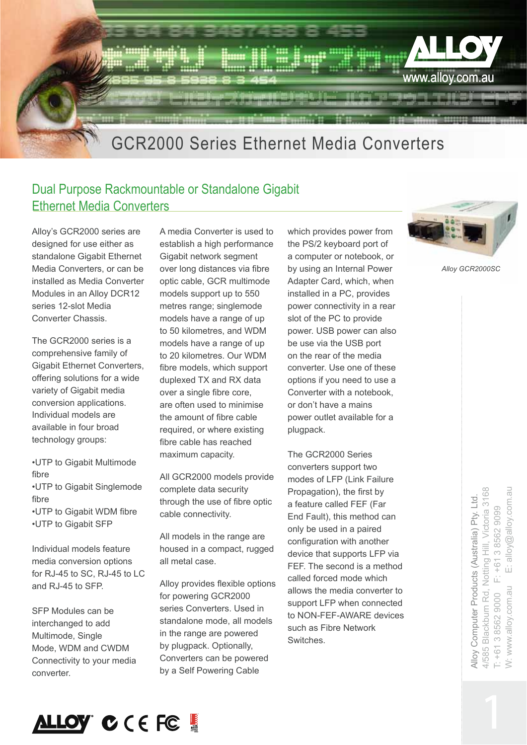# GCR2000 Series Ethernet Media Converters

## Dual Purpose Rackmountable or Standalone Gigabit Ethernet Media Converters

Alloy's GCR2000 series are designed for use either as standalone Gigabit Ethernet Media Converters, or can be installed as Media Converter Modules in an Alloy DCR12 series 12-slot Media Converter Chassis.

The GCR2000 series is a comprehensive family of Gigabit Ethernet Converters, offering solutions for a wide variety of Gigabit media conversion applications. Individual models are available in four broad technology groups:

- UTP to Gigabit Multimode fibre
- UTP to Gigabit Singlemode fibre
- UTP to Gigabit WDM fibre
- UTP to Gigabit SFP

Individual models feature media conversion options for RJ-45 to SC, RJ-45 to LC and RJ-45 to SFP.

SFP Modules can be interchanged to add Multimode, Single Mode, WDM and CWDM Connectivity to your media converter.

A media Converter is used to establish a high performance Gigabit network segment over long distances via fibre optic cable, GCR multimode models support up to 550 metres range; singlemode models have a range of up to 50 kilometres, and WDM models have a range of up to 20 kilometres. Our WDM fibre models, which support duplexed TX and RX data over a single fibre core, are often used to minimise the amount of fibre cable required, or where existing fibre cable has reached maximum capacity.

All GCR2000 models provide complete data security through the use of fibre optic cable connectivity.

All models in the range are housed in a compact, rugged all metal case.

Alloy provides flexible options for powering GCR2000 series Converters. Used in standalone mode, all models in the range are powered by plugpack. Optionally, Converters can be powered by a Self Powering Cable which provides power from the PS/2 keyboard port of a computer or notebook, or by using an Internal Power Adapter Card, which, when installed in a PC, provides power connectivity in a rear slot of the PC to provide power. USB power can also be use via the USB port on the rear of the media converter. Use one of these options if you need to use a Converter with a notebook, or don't have a mains power outlet available for a plugpack.

The GCR2000 Series converters support two modes of LFP (Link Failure Propagation), the first by a feature called FEF (Far End Fault), this method can only be used in a paired configuration with another device that supports LFP via FEF. The second is a method called forced mode which allows the media converter to support LFP when connected to NON-FEF-AWARE devices such as Fibre Network Switches.

*Alloy GCR2000SC*

Alloy Computer Products (Australia) Pty. Ltd.
4/585 Blackburn Rd, Notting Hill, Victoria 3168
T: +61 3 8562 9000 F: +61 3 8562 9099
W: www.alloy.com.au E: alloy@alloy.com.au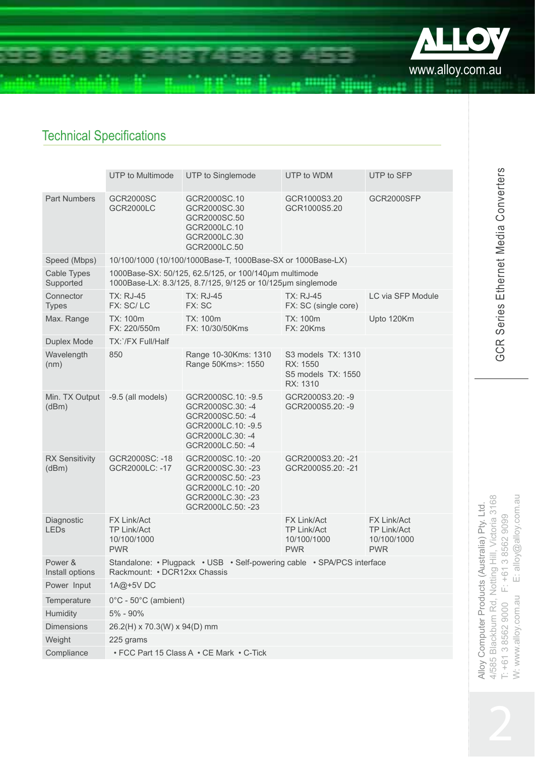## Technical Specifications

| | UTP to Multimode | UTP to Singlemode | UTP to WDM | UTP to SFP |
|---|---|---|---|---|
| Part Numbers | GCR2000SC<br>GCR2000LC | GCR2000SC.10<br>GCR2000SC.30<br>GCR2000SC.50<br>GCR2000LC.10<br>GCR2000LC.30<br>GCR2000LC.50 | GCR1000S3.20<br>GCR1000S5.20 | GCR2000SFP |
| Speed (Mbps) | 10/100/1000 (10/100/1000Base-T, 1000Base-SX or 1000Base-LX) | | | |
| Cable Types Supported | 1000Base-SX: 50/125, 62.5/125, or 100/140μm multimode<br>1000Base-LX: 8.3/125, 8.7/125, 9/125 or 10/125μm singlemode | | | |
| Connector Types | TX: RJ-45<br>FX: SC/ LC | TX: RJ-45<br>FX: SC | TX: RJ-45<br>FX: SC (single core) | LC via SFP Module |
| Max. Range | TX: 100m<br>FX: 220/550m | TX: 100m<br>FX: 10/30/50Kms | TX: 100m<br>FX: 20Kms | Upto 120Km |
| Duplex Mode | TX:`/FX Full/Half | | | |
| Wavelength (nm) | 850 | Range 10-30Kms: 1310<br>Range 50Kms>: 1550 | S3 models TX: 1310<br>RX: 1550<br>S5 models TX: 1550<br>RX: 1310 | |
| Min. TX Output (dBm) | -9.5 (all models) | GCR2000SC.10: -9.5<br>GCR2000SC.30: -4<br>GCR2000SC.50: -4<br>GCR2000LC.10: -9.5<br>GCR2000LC.30: -4<br>GCR2000LC.50: -4 | GCR2000S3.20: -9<br>GCR2000S5.20: -9 | |
| RX Sensitivity (dBm) | GCR2000SC: -18<br>GCR2000LC: -17 | GCR2000SC.10: -20<br>GCR2000SC.30: -23<br>GCR2000SC.50: -23<br>GCR2000LC.10: -20<br>GCR2000LC.30: -23<br>GCR2000LC.50: -23 | GCR2000S3.20: -21<br>GCR2000S5.20: -21 | |
| Diagnostic LEDs | FX Link/Act<br>TP Link/Act<br>10/100/1000<br>PWR | | FX Link/Act<br>TP Link/Act<br>10/100/1000<br>PWR | FX Link/Act<br>TP Link/Act<br>10/100/1000<br>PWR |
| Power & Install options | Standalone: • Plugpack • USB • Self-powering cable • SPA/PCS interface<br>Rackmount: • DCR12xx Chassis | | | |
| Power Input | 1A@+5V DC | | | |
| Temperature | 0°C - 50°C (ambient) | | | |
| Humidity | 5% - 90% | | | |
| Dimensions | 26.2(H) x 70.3(W) x 94(D) mm | | | |
| Weight | 225 grams | | | |
| Compliance | • FCC Part 15 Class A • CE Mark • C-Tick | | | |

Alloy Computer Products (Australia) Pty. Ltd.
4/585 Blackburn Rd, Notting Hill, Victoria 3168
T: +61 3 8562 9000 F: +61 3 8562 9099
W: www.alloy.com.au E: alloy@alloy.com.au